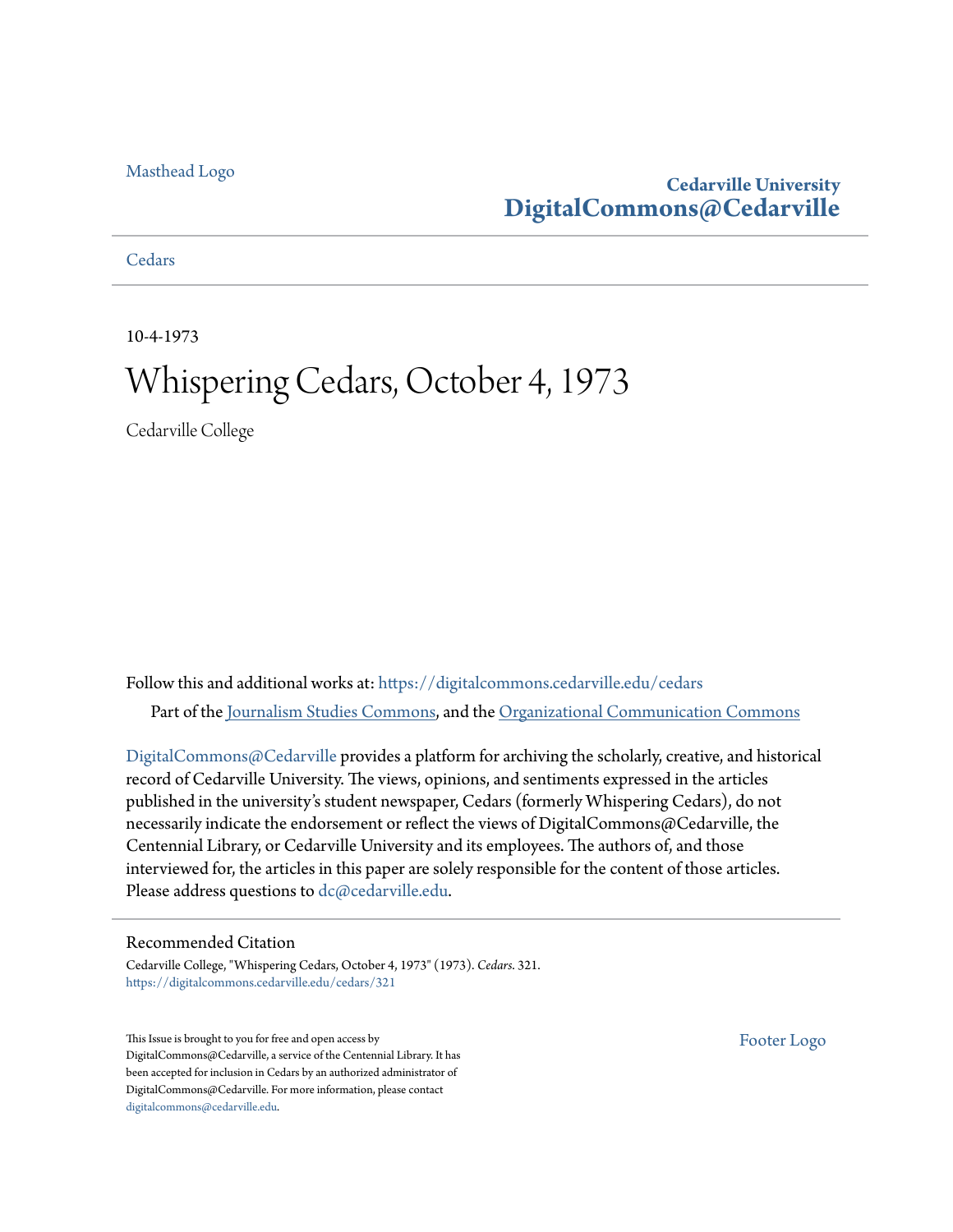Masthead Logo

**Cedarville University**
**DigitalCommons@Cedarville**

Cedars

10-4-1973

# Whispering Cedars, October 4, 1973

Cedarville College

Follow this and additional works at: https://digitalcommons.cedarville.edu/cedars

Part of the Journalism Studies Commons, and the Organizational Communication Commons

DigitalCommons@Cedarville provides a platform for archiving the scholarly, creative, and historical record of Cedarville University. The views, opinions, and sentiments expressed in the articles published in the university's student newspaper, Cedars (formerly Whispering Cedars), do not necessarily indicate the endorsement or reflect the views of DigitalCommons@Cedarville, the Centennial Library, or Cedarville University and its employees. The authors of, and those interviewed for, the articles in this paper are solely responsible for the content of those articles. Please address questions to dc@cedarville.edu.

## Recommended Citation

Cedarville College, "Whispering Cedars, October 4, 1973" (1973). *Cedars*. 321.
https://digitalcommons.cedarville.edu/cedars/321

This Issue is brought to you for free and open access by DigitalCommons@Cedarville, a service of the Centennial Library. It has been accepted for inclusion in Cedars by an authorized administrator of DigitalCommons@Cedarville. For more information, please contact digitalcommons@cedarville.edu.

Footer Logo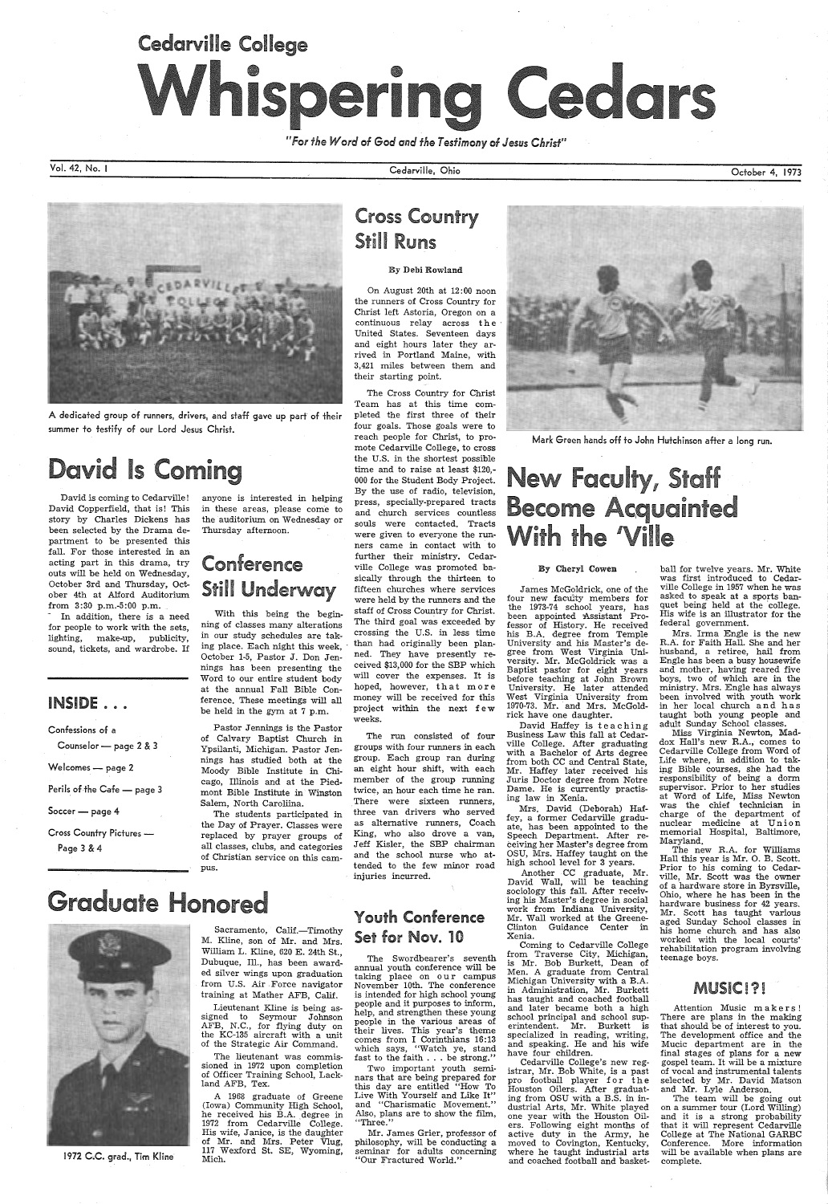# Cedarville College Whispering Cedars

*"For the Word of God and the Testimony of Jesus Christ"*

Vol. 42, No. 1 — Cedarville, Ohio — October 4, 1973

A dedicated group of runners, drivers, and staff gave up part of their summer to testify of our Lord Jesus Christ.

## David Is Coming

David is coming to Cedarville! David Copperfield, that is! This story by Charles Dickens has been selected by the Drama department to be presented this fall. For those interested in an acting part in this drama, try outs will be held on Wednesday, October 3rd and Thursday, October 4th at Alford Auditorium from 3:30 p.m.-5:00 p.m.

In addition, there is a need for people to work with the sets, lighting, make-up, publicity, sound, tickets, and wardrobe. If anyone is interested in helping in these areas, please come to the auditorium on Wednesday or Thursday afternoon.

## INSIDE . . .

Confessions of a Counselor — page 2 & 3

Welcomes — page 2

Perils of the Cafe — page 3

Soccer — page 4

Cross Country Pictures — Page 3 & 4

## Conference Still Underway

With this being the beginning of classes many alterations in our study schedules are taking place. Each night this week, October 1-5, Pastor J. Don Jennings has been presenting the Word to our entire student body at the annual Fall Bible Conference. These meetings will all be held in the gym at 7 p.m.

Pastor Jennings is the Pastor of Calvary Baptist Church in Ypsilanti, Michigan. Pastor Jennings has studied both at the Moody Bible Institute in Chicago, Illinois and at the Piedmont Bible Institute in Winston Salem, North Carolina.

The students participated in the Day of Prayer. Classes were replaced by prayer groups of all classes, clubs, and categories of Christian service on this campus.

## Cross Country Still Runs

**By Debi Rowland**

On August 20th at 12:00 noon the runners of Cross Country for Christ left Astoria, Oregon on a continuous relay across the United States. Seventeen days and eight hours later they arrived in Portland Maine, with 3,421 miles between them and their starting point.

The Cross Country for Christ Team has at this time completed the first three of their four goals. Those goals were to reach people for Christ, to promote Cedarville College, to cross the U.S. in the shortest possible time and to raise at least $120,000 for the Student Body Project. By the use of radio, television, press, specially-prepared tracts and church services countless souls were contacted. Tracts were given to everyone the runners came in contact with to further their ministry. Cedarville College was promoted basically through the thirteen to fifteen churches where services were held by the runners and the staff of Cross Country for Christ. The third goal was exceeded by crossing the U.S. in less time than had originally been planned. They have presently received $13,000 for the SBP which will cover the expenses. It is hoped, however, that more money will be received for this project within the next few weeks.

The run consisted of four groups with four runners in each group. Each group ran during an eight hour shift, with each member of the group running twice, an hour each time he ran. There were sixteen runners, three van drivers who served as alternative runners, Coach King, who also drove a van, Jeff Kisler, the SBP chairman and the school nurse who attended to the few minor road injuries incurred.

Mark Green hands off to John Hutchinson after a long run.

## New Faculty, Staff Become Acquainted With the 'Ville

**By Cheryl Cowen**

James McGoldrick, one of the four new faculty members for the 1973-74 school years, has been appointed Assistant Professor of History. He received his B.A. degree from Temple University and his Master's degree from West Virginia University. Mr. McGoldrick was a Baptist pastor for eight years before teaching at John Brown University. He later attended West Virginia University from 1970-73. Mr. and Mrs. McGoldrick have one daughter.

David Haffey is teaching Business Law this fall at Cedarville College. After graduating with a Bachelor of Arts degree from both CC and Central State, Mr. Haffey later received his Juris Doctor degree from Notre Dame. He is currently practising law in Xenia.

Mrs. David (Deborah) Haffey, a former Cedarville graduate, has been appointed to the Speech Department. After receiving her Master's degree from OSU, Mrs. Haffey taught on the high school level for 3 years.

Another CC graduate, Mr. David Wall, will be teaching sociology this fall. After receiving his Master's degree in social work from Indiana University, Mr. Wall worked at the Greene-Clinton Guidance Center in Xenia.

Coming to Cedarville College from Traverse City, Michigan, is Mr. Bob Burkett, Dean of Men. A graduate from Central Michigan University with a B.A. in Administration, Mr. Burkett has taught and coached football and later became both a high school principal and school superintendent. Mr. Burkett is specialized in reading, writing, and speaking. He and his wife have four children.

Cedarville College's new registrar, Mr. Bob White, is a past pro football player for the Houston Oilers. After graduating from OSU with a B.S. in industrial Arts, Mr. White played one year with the Houston Oilers. Following eight months of active duty in the Army, he moved to Covington, Kentucky, where he taught industrial arts and coached football and basketball for twelve years. Mr. White was first introduced to Cedarville College in 1957 when he was asked to speak at a sports banquet being held at the college. His wife is an illustrator for the federal government.

Mrs. Irma Engle is the new R.A. for Faith Hall. She and her husband, a retiree, hail from Engle has been a busy housewife and mother, having reared five boys, two of which are in the ministry. Mrs. Engle has always been involved with youth work in her local church and has taught both young people and adult Sunday School classes.

Miss Virginia Newton, Maddox Hall's new R.A., comes to Cedarville College from Word of Life where, in addition to taking Bible courses, she had the responsibility of being a dorm supervisor. Prior to her studies at Word of Life, Miss Newton was the chief technician in charge of the department of nuclear medicine at Union memorial Hospital, Baltimore, Maryland.

The new R.A. for Williams Hall this year is Mr. O. B. Scott. Prior to his coming to Cedarville, Mr. Scott was the owner of a hardware store in Byrsville, Ohio, where he has been in the hardware business for 42 years. Mr. Scott has taught various aged Sunday School classes in his home church and has also worked with the local courts' rehabilitation program involving teenage boys.

## Graduate Honored

1972 C.C. grad., Tim Kline

Sacramento, Calif.—Timothy M. Kline, son of Mr. and Mrs. William L. Kline, 620 E. 24th St., Dubuque, Ill., has been awarded silver wings upon graduation from U.S. Air Force navigator training at Mather AFB, Calif.

Lieutenant Kline is being assigned to Seymour Johnson AFB, N.C., for flying duty on the KC-135 aircraft with a unit of the Strategic Air Command.

The lieutenant was commissioned in 1972 upon completion of Officer Training School, Lackland AFB, Tex.

A 1968 graduate of Greene (Iowa) Community High School, he received his B.A. degree in 1972 from Cedarville College. His wife, Janice, is the daughter of Mr. and Mrs. Peter Vlug, 117 Wexford St. SE, Wyoming, Mich.

## Youth Conference Set for Nov. 10

The Swordbearer's seventh annual youth conference will be taking place on our campus November 10th. The conference is intended for high school young people and it purposes to inform, help, and strengthen these young people in the various areas of their lives. This year's theme comes from I Corinthians 16:13 which says, "Watch ye, stand fast to the faith . . . be strong."

Two important youth seminars that are being prepared for this day are entitled "How To Live With Yourself and Like It" and "Charismatic Movement." Also, plans are to show the film, "Three."

Mr. James Grier, professor of philosophy, will be conducting a seminar for adults concerning "Our Fractured World."

## MUSIC!?!

Attention Music makers! There are plans in the making that should be of interest to you. The development office and the Mucic department are in the final stages of plans for a new gospel team. It will be a mixture of vocal and instrumental talents selected by Mr. David Matson and Mr. Lyle Anderson.

The team will be going out on a summer tour (Lord Willing) and it is a strong probability that it will represent Cedarville College at The National GARBC Conference. More information will be available when plans are complete.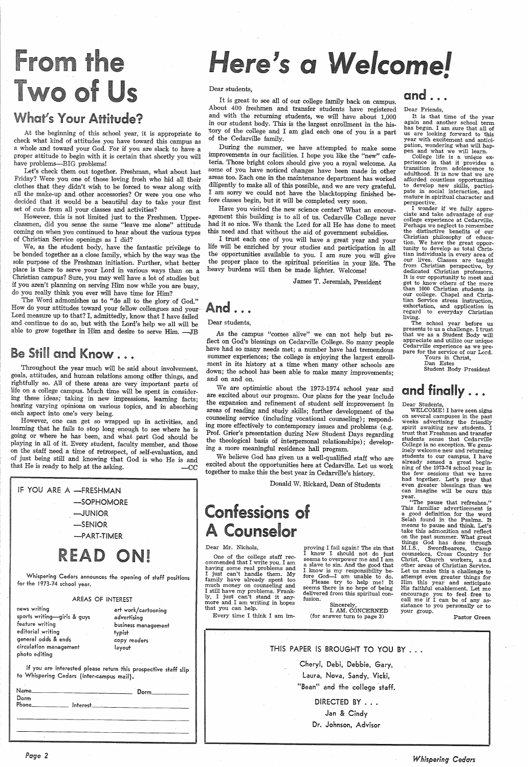# From the Two of Us

## What's Your Attitude?

At the beginning of this school year, it is appropriate to check what kind of attitudes you have toward this campus as a whole and toward your God. For if you are slack to have a proper attitude to begin with it is certain that shortly you will have problems—BIG problems!

Let's check them out together. Freshman, what about last Friday? Were you one of those loving frosh who hid all their clothes that they didn't wish to be forced to wear along with all the make-up and other accessories? Or were you one who decided that it would be a beautiful day to take your first set of cuts from all your classes and activities?

However, this is not limited just to the Freshmen. Upperclassmen, did you sense the same "leave me alone" attitude coming on when you continued to hear about the various types of Christian Service openings as I did?

We, as the student body, have the fantastic privilege to be bonded together as a close family, which by the way was the sole purpose of the Freshman initiation. Further, what better place is there to serve your Lord in various ways than on a Christian campus? Sure, you may well have a lot of studies but if you aren't planning on serving Him now while you are busy, do you really think you ever will have time for Him?

The Word admonishes us to "do all to the glory of God." How do your attitudes toward your fellow colleagues and your Lord measure up to that? I, admittedly, know that I have failed and continue to do so, but with the Lord's help we all will be able to grow together in Him and desire to serve Him. —JB

## Be Still and Know . . .

Throughout the year much will be said about involvement, goals, attitudes, and human relations among other things, and rightfully so. All of these areas are very important parts of life on a college campus. Much time will be spent in considering these ideas; taking in new impressions, learning facts; hearing varying opinions on various topics, and in absorbing each aspect into one's very being.

However, one can get so wrapped up in activities, and learning that he fails to stop long enough to see where he is going or where he has been, and what part God should be playing in all of it. Every student, faculty member, and those on the staff need a time of retrospect, of self-evaluation, and of just being still and knowing that God is who He is and that He is ready to help at the asking. —CC

---

IF YOU ARE A —FRESHMAN
—SOPHOMORE
—JUNIOR
—SENIOR
—PART-TIMER

## READ ON!

Whispering Cedars announces the opening of staff positions for the 1973-74 school year.

AREAS OF INTEREST

| | |
|---|---|
| news writing | art work/cartooning |
| sports writing—girls & guys | advertising |
| feature writing | business management |
| editorial writing | typist |
| general odds & ends | copy readers |
| circulation management | layout |
| photo editing | |

If you are interested please return this prospective staff slip to Whispering Cedars (inter-campus mail).

Name\_\_\_\_\_\_\_\_\_\_ Dorm\_\_\_\_\_\_\_\_\_\_

Dorm Phone\_\_\_\_\_\_\_\_\_\_ Interest\_\_\_\_\_\_\_\_\_\_

---

# Here's a Welcome!

Dear students,

It is great to see all of our college family back on campus. About 400 freshmen and transfer students have registered and with the returning students, we will have about 1,000 in our student body. This is the largest enrollment in the history of the college and I am glad each one of you is a part of the Cedarville family.

During the summer, we have attempted to make some improvements in our facilities. I hope you like the "new" cafeteria. Those bright colors should give you a royal welcome. As some of you have noticed changes have been made in other areas too. Each one in the maintenance department has worked diligently to make all of this possible, and we are very grateful. I am sorry we could not have the blacktopping finished before classes begin, but it will be completed very soon.

Have you visited the new science center? What an encouragement this building is to all of us. Cedarville College never had it so nice. We thank the Lord for all He has done to meet this need and that without the aid of government subsidies.

I trust each one of you will have a great year and your life will be enriched by your studies and participation in all the opportunities available to you. I am sure you will give the proper place to the spiritual priorities in your life. The heavy burdens will then be made lighter. Welcome!

James T. Jeremiah, President

## And . . .

Dear students,

As the campus "comes alive" we can not help but reflect on God's blessings on Cedarville College. So many people have had so many needs met; a number have had tremendous summer experiences; the college is enjoying the largest enrollment in its history at a time when many other schools are down; the school has been able to make many improvements; and on and on.

We are optimistic about the 1973-1974 school year and are excited about our program. Our plans for the year include the expansion and refinement of student self improvement in areas of reading and study skills; further development of the counseling service (including vocational counseling); responding more effectively to contemporary issues and problems (e.g. Prof. Grier's presentation during New Student Days regarding the theological basis of interpersonal relationships); developing a more meaningful residence hall program.

We believe God has given us a well-qualified staff who are excited about the opportunities here at Cedarville. Let us work together to make this the best year in Cedarville's history.

Donald W. Rickard, Dean of Students

## and . . .

Dear Friends,

It is that time of the year again and another school term has begun. I am sure that all of us are looking forward to this year with excitement and anticipation, wondering what will happen and what we will learn.

College life is a unique experience in that it provides a transition from adolescence to adulthood. It is now that we are afforded countless opportunities to develop new skills, participate in social interaction, and mature in spiritual character and perspective.

I wonder if we fully appreciate and take advantage of our college experience at Cedarville. Perhaps we neglect to remember the distinctive benefits of our Christian philosophy of education. We have the great opportunity to develop as total Christian individuals in every area of our lives. Classes are taught from Christian perspective, by dedicated Christian professors. It is our opportunity to meet and get to know others of the more than 1000 Christian students in our college. Chapel and Christian Service stress instruction, exhortation, and application in regard to everyday Christian living.

The school year before us presents to us a challenge. I trust that we as a Student Body will appreciate and utilize our unique Cedarville experience as we prepare for the service of our Lord.

Yours in Christ,
Dan Estes
Student Body President

## and finally . . .

Dear Students,

WELCOME! I have seen signs on several campuses in the past weeks advertising the friendly spirit awaiting new students. I trust that Freshmen and transfer students sense that Cedarville College is no exception. We genuinely welcome new and returning students to our campus. I have already sensed a great beginning of the 1973-74 school year in the few sessions that we have had together. Let's pray that even greater blessings than we can imagine will be ours this year.

"The pause that refreshes." This familiar advertisement is a good definition for the word Selah found in the Psalms. It means to pause and think. Let's take this admonition and reflect on the past summer. What great things God has done through M.I.S., Swordbearers, Camp counselors, Cross Country for Christ, Church workers, and other areas of Christian Service. Let us make this a challenge to attempt even greater things for Him this year and anticipate His faithful enablement. Let me encourage you to feel free to call me if I can be of any assistance to you personally or to your group.

Pastor Green

# Confessions of A Counselor

Dear Mr. Nichols,

One of the college staff recommended that I write you. I am having some real problems and I just can't handle them. My family have already spent too much money on counseling and I still have my problems. Frankly, I just can't stand it anymore and I am writing in hopes that you can help.

Every time I think I am improving I fail again! The sin that I know I should not do just seems to overpower me and I am a slave to sin. And the good that I know is my responsibility before God—I am unable to do.

Please try to help me! It seems there is no hope of being delivered from this spiritual confusion.

Sincerely,
I. AM. CONCERNED
(for answer turn to page 3)

---

THIS PAPER IS BROUGHT TO YOU BY . . .

Cheryl, Debi, Debbie, Gary,
Laura, Nova, Sandy, Vicki,
"Bean" and the college staff.

DIRECTED BY . . .

Jan & Cindy
Dr. Johnson, Advisor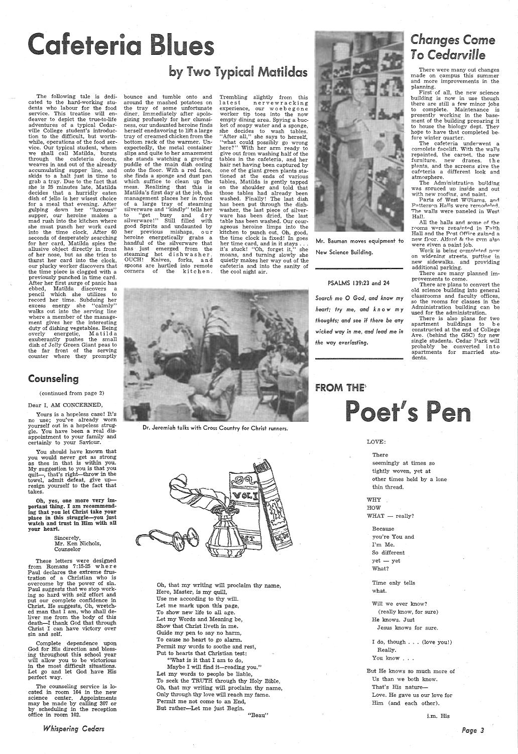# Cafeteria Blues

## by Two Typical Matildas

The following tale is dedicated to the hard-working students who labour for the food service. This treatise will endeavor to depict the true-to-life adventures of a typical Cedarville College student's introduction to the difficult, but worthwhile, operations of the food service. Our typical student, whom we shall call Matilda, bursts through the cafeteria doors, weaves in and out of the already accumulating supper line, and skids to a halt just in time to grab a tray. Due to the fact that she is 25 minutes late, Matilda decides that a hurridly eaten dish of jello is her wisest choice for a meal that evening. After gulping down her "luxeous" supper, our heroine makes a mad rush into the kitchen where she must punch her work card into the time clock. After 60 seconds of desperately searching for her card, Matilda spies the allusive object directly in front of her nose, but as she tries to thurst her card into the clock, our plucky worker discovers that the time piece is clogged with a previously punched in time card. After her first surge of panic has ebbed, Matilda discovers a pencil which she utilizes to record her time. Subduing her excess energy she "calmly" walks out into the serving line where a member of the management gives her the interesting duty of dishing vegetables. Being overly energetic, Matilda exuberantly pushes the small dish of Jolly Green Giant peas to the far front of the serving counter where they promptly bounce and tumble onto and around the mashed potatoes on the tray of some unfortunate diner. Immediately after apologizing profusely for her clumsiness, our undaunted heroine finds herself enedavoring to lift a large tray of creamed chicken from the bottom rack of the warmer. Unexpectedly, the metal container slips and quite to her amazement she stands watching a growing puddle of the main dish oozing onto the floor. With a red face, she finds a sponge and dust pan which suffice to clean up the mess. Realizing that this is Matilda's first day at the job, the management places her in front of a large tray of steaming silverware and "kindly" tells her to "get busy and dry silverware!" Still filled with good Spirits and undaunted by her previous mishaps, our heroine energetically grabs a handful of the silverware that has just emerged from the steaming hot dishwasher. OUCH! Knives, forks, and spoons are hurtled into remote corners of the kitchen. Trembling slightly from this latest nervewracking experience, our woebegone worker tip toes into the now empty dining area. Spying a bucket of soapy water and a sponge, she decides to wash tables. "After all," she says to herself, "what could possibly go wrong here?" With her arm ready to give out from washing half of the tables in the cafeteria, and her hair net having been captured by one of the giant green plants stationed at the ends of various tables, Matilda is gently tapped on the shoulder and told that those tables had already been washed. Finally! The last dish has been put through the dishwasher, the last piece of silverware has been dried, the last table has been washed. Our courageous heroine limps into the kitchen to punch out. Oh, good, the time clock is fixed! In goes her time card, and in it stays . . . it's stuck! "Oh, forget it," she moans, and turning slowly she quietly makes her way out of the cafeteria and into the sanity of the cool night air.

Dr. Jeremiah talks with Cross Country for Christ runners.

## Counseling

(continued from page 2)

Dear I. AM CONCERNED,

Yours is a hopeless case! It's no use; you've already worn yourself out in a hopeless struggle. You have been a real disappointment to your family and certainly to your Saviour.

You should have known that you would never get as strong as thes in that is within you. My suggestion to you is that you quit—, that's right—throw in the towel, admit defeat, give up—resign yourself to the fact that takes.

**Oh, yes, one more very important thing. I am recommending that you let Christ take your place in this struggle—you just watch and trust in Him with all your heart.**

Sincerely,
Mr. Ken Nichols,
Counselor

These letters were designed from Romans 7:15-25 where Paul declares the extreme frustration of a Christian who is overcome by the power of sin. Paul suggests that we stop working so hard with self effort and put our complete confidence in Christ. He suggests, Oh, wretched man that I am, who shall deliver me from the body of this death—I thank God that through Christ I can have victory over sin and self.

Complete dependence upon God for His direction and blessing throughout this school year will allow you to be victorious in the most difficult situations. Let go and let God have His perfect way.

The counseling service is located in room 104 in the new science center. Appointments may be made by calling 307 or by scheduling in the reception office in room 102.

Mr. Bauman moves equipment to New Science Building.

PSALMS 139:23 and 24

*Search me O God, and know my heart; try me, and know my thoughts; and see if there be any wicked way in me, and lead me in the way everlasting.*

## Changes Come To Cedarville

There were many out changes made on campus this summer and more improvements in the planning.

First of all, the new science building is now in use though there are still a few minor jobs to complete. Maintenance is presently working in the basement of the building preparing it to house the biology dept. They hope to have that completed before winter quarter.

The cafeteria underwent a complete facelift. With the walls repainted, the carpet, the new furniture, new drapes, the plants, and the screens give the cafeteria a different look and atmosphere.

The Administration building was spruced up inside and out with new roofing, and paint.

Parts of West Williams, and Patterson Halls were remodeled. The walls were paneled in West Hall.

All the halls and some of the rooms were repainted in Faith Hall and the Post Office gained a new floor. Alford & the gym also were given a paint job.

Work is being completed now on widening streets, putting in new sidewalks, and providing additional parking.

There are many planned improvements to come.

There are plans to convert the old science building into general classrooms and faculty offices, so the rooms for classes in the Administration building can be used for the administration.

There is also plans for two apartment buildings to be constructed at the end of College Ave. (behind the GSC) for new single students. Cedar Park will probably be converted into apartments for married students.

Oh, that my writing will proclaim thy name,
Here, Master, is my quill,
Use me according to thy will.
Let me mark upon this page,
To show new life to all age.
Let my Words and Meaning be,
Show that Christ liveth in me.
Guide my pen to say no harm,
To cause no heart to go alarm.
Permit my words to soothe and rest,
Put to hearts that Christian test:
"What is it that I am to do,
Maybe I will find it—reading you."
Let my words to people be liable,
To seek the TRUTH through thy Holy Bible.
Oh, that my writing will proclaim thy name,
Only through thy love will reach my fame.
Permit me not come to an End,
But rather—Let me just Begin.

"Beau"

# FROM THE Poet's Pen

LOVE:

There
seemingly at times so
tightly woven, yet at
other times held by a lone
thin thread.

WHY
HOW
WHAT — really?

Because
you're You and
I'm Me.
So different
yet — yet
What?

Time only tells
what.

Will we ever know?
(really know, for sure)
He knows. Just
Jesus knows for sure.

I do, though . . . (love you!)
Really.
You know . . .

But He knows so much more of
Us than we both know.
That's His nature—
Love. He gave us our love for
Him (and each other).

i.m. His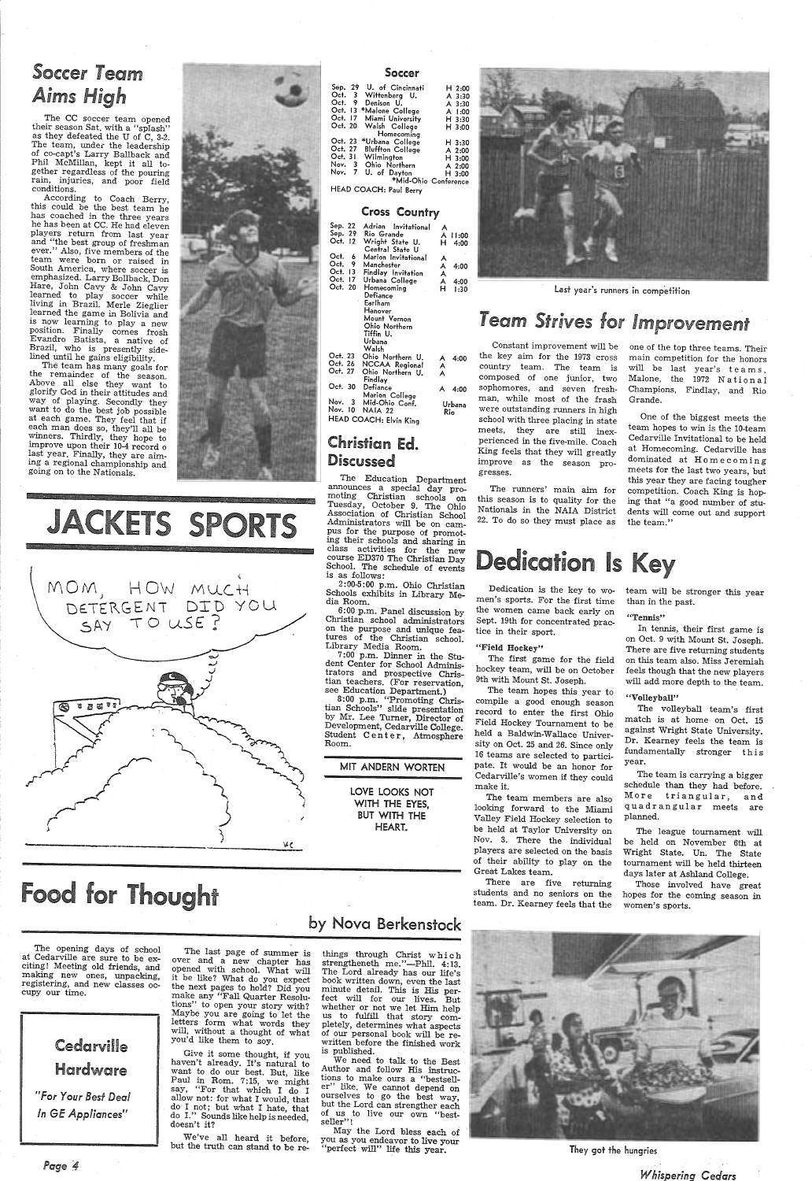# Soccer Team Aims High

The CC soccer team opened their season Sat. with a "splash" as they defeated the U of C, 3-2. The team, under the leadership of co-capt's Larry Ballback and Phil McMillan, kept it all together regardless of the pouring rain, injuries, and poor field conditions.

According to Coach Berry, this could be the best team he has coached in the three years he has been at CC. He had eleven players return from last year and "the best group of freshman ever." Also, five members of the team were born or raised in South America, where soccer is emphasized. Larry Bollback, Don Hare, John Cavy & John Cavy learned to play soccer while living in Brazil. Merle Ziegler learned the game in Bolivia and is now learning to play a new position. Finally comes frosh Evandro Batista, a native of Brazil, who is presently sidelined until he gains eligibility.

The team has many goals for the remainder of the season. Above all else they want to glorify God in their attitudes and way of playing. Secondly they want to do the best job possible at each game. They feel that if each man does so, they'll all be winners. Thirdly, they hope to improve upon their 10-4 record o last year. Finally, they are aiming a regional championship and going on to the Nationals.

## Soccer

| | | | |
|---|---|---|---|
| Sep. 29 | U. of Cincinnati | H | 2:00 |
| Oct. 3 | Wittenberg U. | A | 3:30 |
| Oct. 9 | Denison U. | A | 3:30 |
| Oct. 13 | *Malone College | A | 1:00 |
| Oct. 17 | Miami University | H | 3:30 |
| Oct. 20 | Walsh College Homecoming | H | 3:00 |
| Oct. 23 | *Urbana College | H | 3:30 |
| Oct. 27 | Bluffton College | A | 2:00 |
| Oct. 31 | Wilmington | H | 3:00 |
| Nov. 3 | Ohio Northern | A | 2:00 |
| Nov. 7 | U. of Dayton | H | 3:00 |

*Mid-Ohio Conference

HEAD COACH: Paul Berry

## Cross Country

| | | | |
|---|---|---|---|
| Sep. 22 | Adrian Invitational | A | |
| Sep. 29 | Rio Grande | A | 11:00 |
| Oct. 12 | Wright State U. Central State U | H | 4:00 |
| Oct. 6 | Marion Invitational | A | |
| Oct. 9 | Manchester | A | 4:00 |
| Oct. 13 | Findlay Invitation | A | |
| Oct. 17 | Urbana College | A | 4:00 |
| Oct. 20 | Homecoming Defiance Earlham Hanover Mount Vernon Ohio Northern Tiffin U. Urbana Walsh | H | 1:30 |
| Oct. 23 | Ohio Northern U. | A | 4:00 |
| Oct. 26 | NCCAA Regional | A | |
| Oct. 27 | Ohio Northern U. Findlay | A | |
| Oct. 30 | Defiance Marion College | A | 4:00 |
| Nov. 3 | Mid-Ohio Conf. | Urbana | |
| Nov. 10 | NAIA 22 | Rio | |

HEAD COACH: Elvin King

Last year's runners in competition

# Team Strives for Improvement

Constant improvement will be the key aim for the 1973 cross country team. The team is composed of one junior, two sophomores, and seven freshman, while most of the frash were outstanding runners in high school with three placing in state meets, they are still inexperienced in the five-mile. Coach King feels that they will greatly improve as the season progresses.

The runners' main aim for this season is to quality for the Nationals in the NAIA District 22. To do so they must place as one of the top three teams. Their main competition for the honors will be last year's teams, Malone, the 1972 National Champions, Findlay, and Rio Grande.

One of the biggest meets the team hopes to win is the 10-team Cedarville Invitational to be held at Homecoming. Cedarville has dominated at Homecoming meets for the last two years, but this year they are facing tougher competition. Coach King is hoping that "a good number of students will come out and support the team."

# Christian Ed. Discussed

The Education Department announces a special day promoting Christian schools on Tuesday, October 9. The Ohio Association of Christian School Administrators will be on campus for the purpose of promoting their schools and sharing in class activities for the new course ED370 The Christian Day School. The schedule of events is as follows:

2:00-5:00 p.m. Ohio Christian Schools exhibits in Library Media Room.

6:00 p.m. Panel discussion by Christian school administrators on the purpose and unique features of the Christian school. Library Media Room.

7:00 p.m. Dinner in the Student Center for School Administrators and prospective Christian teachers. (For reservation, see Education Department.)

8:00 p.m. "Promoting Christian Schools" slide presentation by Mr. Lee Turner, Director of Development, Cedarville College. Student Center, Atmosphere Room.

MIT ANDERN WORTEN

LOVE LOOKS NOT WITH THE EYES, BUT WITH THE HEART.

# JACKETS SPORTS

MOM, HOW MUCH DETERGENT DID YOU SAY TO USE?

# Dedication Is Key

Dedication is the key to women's sports. For the first time the women came back early on Sept. 19th for concentrated practice in their sport.

**"Field Hockey"**

The first game for the field hockey team, will be on October 9th with Mount St. Joseph.

The team hopes this year to compile a good enough season record to enter the first Ohio Field Hockey Tournament to be held a Baldwin-Wallace University on Oct. 25 and 26. Since only 16 teams are selected to participate. It would be an honor for Cedarville's women if they could make it.

The team members are also looking forward to the Miami Valley Field Hockey selection to be held at Taylor University on Nov. 3. There the individual players are selected on the basis of their ability to play on the Great Lakes team.

There are five returning students and no seniors on the team. Dr. Kearney feels that the team will be stronger this year than in the past.

**"Tennis"**

In tennis, their first game is on Oct. 9 with Mount St. Joseph. There are five returning students on this team also. Miss Jeremiah feels though that the new players will add more depth to the team.

**"Volleyball"**

The volleyball team's first match is at home on Oct. 15 against Wright State University. Dr. Kearney feels the team is fundamentally stronger this year.

The team is carrying a bigger schedule than they had before. More triangular, and quadrangular meets are planned.

The league tournament will be held on November 6th at Wright State. Un. The State tournament will be held thirteen days later at Ashland College.

Those involved have great hopes for the coming season in women's sports.

# Food for Thought

by Nova Berkenstock

The opening days of school at Cedarville are sure to be exciting! Meeting old friends, and making new ones, unpacking, registering, and new classes occupy our time.

The last page of summer is over and a new chapter has opened with school. What will it be like? What do you expect the next pages to hold? Did you make any "Fall Quarter Resolutions" to open your story with? Maybe you are going to let the letters form what words they will, without a thought of what you'd like them to say.

Give it some thought, if you haven't already. It's natural to want to do our best. But, like Paul in Rom. 7:15, we might say, "For that which I do I allow not: for what I would, that do I not; but what I hate, that do I." Sounds like help is needed, doesn't it?

We've all heard it before, but the truth can stand to be re- things through Christ which strengtheneth me."—Phil. 4:13. The Lord already has our life's book written down, even the last minute detail. This is His perfect will for our lives. But whether or not we let Him help us to fulfill that story completely, determines what aspects of our personal book will be re-written before the finished work is published.

We need to talk to the Best Author and follow His instructions to make ours a "bestseller" like. We cannot depend on ourselves to go the best way, but the Lord can strengther each of us to live our own "bestseller"!

May the Lord bless each of you as you endeavor to live your "perfect will" life this year.

**Cedarville Hardware**

*"For Your Best Deal In GE Appliances"*

They got the hungries